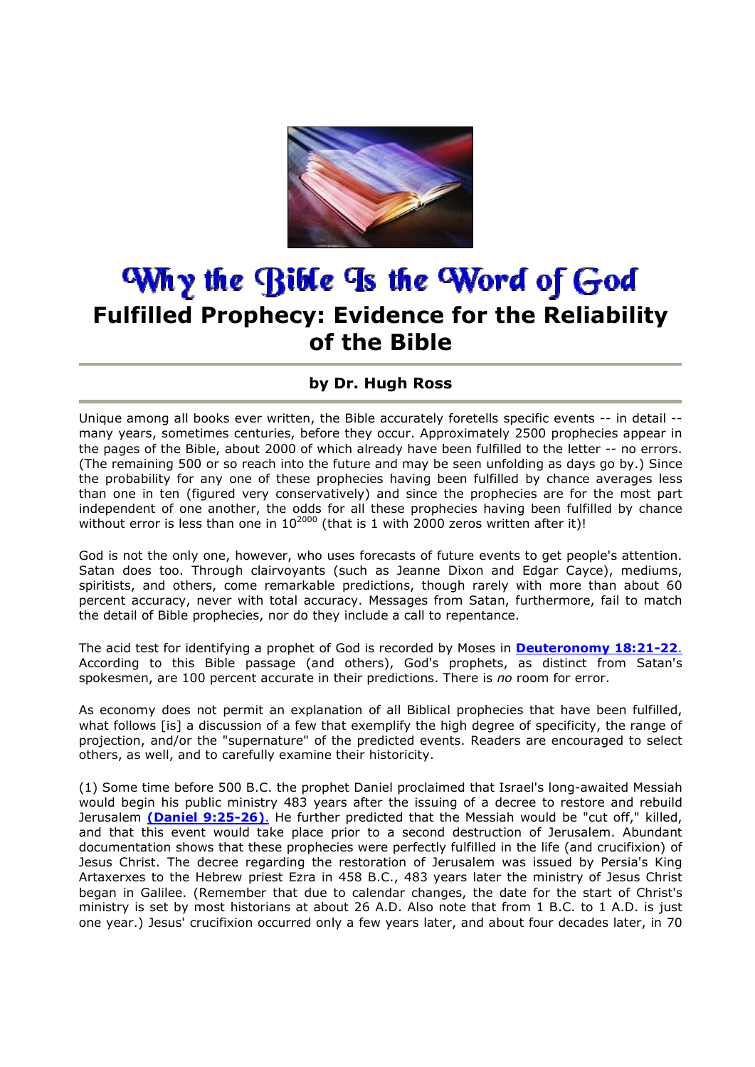# Why the Bible Is the Word of God

## Fulfilled Prophecy: Evidence for the Reliability of the Bible

### by Dr. Hugh Ross

Unique among all books ever written, the Bible accurately foretells specific events -- in detail -- many years, sometimes centuries, before they occur. Approximately 2500 prophecies appear in the pages of the Bible, about 2000 of which already have been fulfilled to the letter -- no errors. (The remaining 500 or so reach into the future and may be seen unfolding as days go by.) Since the probability for any one of these prophecies having been fulfilled by chance averages less than one in ten (figured very conservatively) and since the prophecies are for the most part independent of one another, the odds for all these prophecies having been fulfilled by chance without error is less than one in $10^{2000}$ (that is 1 with 2000 zeros written after it)!

God is not the only one, however, who uses forecasts of future events to get people's attention. Satan does too. Through clairvoyants (such as Jeanne Dixon and Edgar Cayce), mediums, spiritists, and others, come remarkable predictions, though rarely with more than about 60 percent accuracy, never with total accuracy. Messages from Satan, furthermore, fail to match the detail of Bible prophecies, nor do they include a call to repentance.

The acid test for identifying a prophet of God is recorded by Moses in **Deuteronomy 18:21-22**. According to this Bible passage (and others), God's prophets, as distinct from Satan's spokesmen, are 100 percent accurate in their predictions. There is *no* room for error.

As economy does not permit an explanation of all Biblical prophecies that have been fulfilled, what follows [is] a discussion of a few that exemplify the high degree of specificity, the range of projection, and/or the "supernature" of the predicted events. Readers are encouraged to select others, as well, and to carefully examine their historicity.

(1) Some time before 500 B.C. the prophet Daniel proclaimed that Israel's long-awaited Messiah would begin his public ministry 483 years after the issuing of a decree to restore and rebuild Jerusalem **(Daniel 9:25-26)**. He further predicted that the Messiah would be "cut off," killed, and that this event would take place prior to a second destruction of Jerusalem. Abundant documentation shows that these prophecies were perfectly fulfilled in the life (and crucifixion) of Jesus Christ. The decree regarding the restoration of Jerusalem was issued by Persia's King Artaxerxes to the Hebrew priest Ezra in 458 B.C., 483 years later the ministry of Jesus Christ began in Galilee. (Remember that due to calendar changes, the date for the start of Christ's ministry is set by most historians at about 26 A.D. Also note that from 1 B.C. to 1 A.D. is just one year.) Jesus' crucifixion occurred only a few years later, and about four decades later, in 70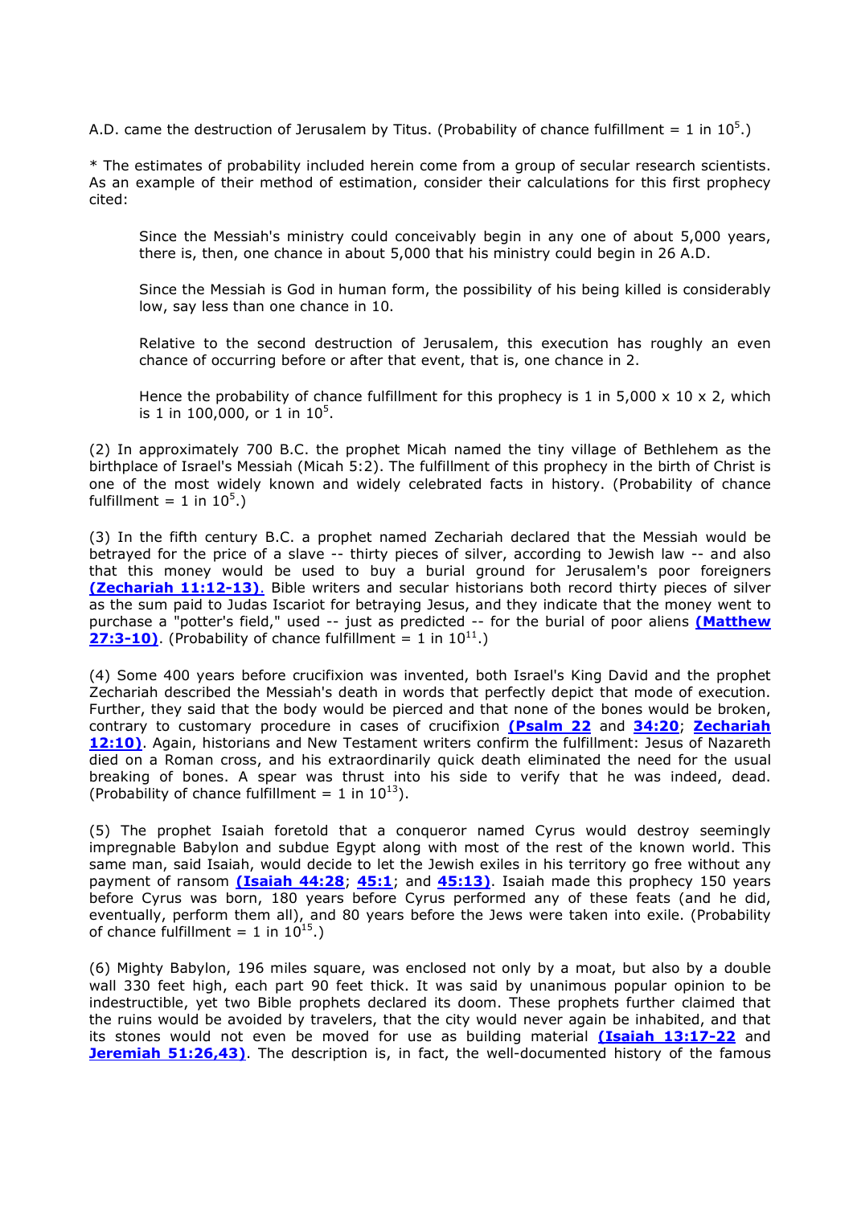A.D. came the destruction of Jerusalem by Titus. (Probability of chance fulfillment = 1 in $10^5$.)

* The estimates of probability included herein come from a group of secular research scientists. As an example of their method of estimation, consider their calculations for this first prophecy cited:

> Since the Messiah's ministry could conceivably begin in any one of about 5,000 years, there is, then, one chance in about 5,000 that his ministry could begin in 26 A.D.
>
> Since the Messiah is God in human form, the possibility of his being killed is considerably low, say less than one chance in 10.
>
> Relative to the second destruction of Jerusalem, this execution has roughly an even chance of occurring before or after that event, that is, one chance in 2.
>
> Hence the probability of chance fulfillment for this prophecy is 1 in 5,000 x 10 x 2, which is 1 in 100,000, or 1 in $10^5$.

(2) In approximately 700 B.C. the prophet Micah named the tiny village of Bethlehem as the birthplace of Israel's Messiah (Micah 5:2). The fulfillment of this prophecy in the birth of Christ is one of the most widely known and widely celebrated facts in history. (Probability of chance fulfillment = 1 in $10^5$.)

(3) In the fifth century B.C. a prophet named Zechariah declared that the Messiah would be betrayed for the price of a slave -- thirty pieces of silver, according to Jewish law -- and also that this money would be used to buy a burial ground for Jerusalem's poor foreigners **(Zechariah 11:12-13)**. Bible writers and secular historians both record thirty pieces of silver as the sum paid to Judas Iscariot for betraying Jesus, and they indicate that the money went to purchase a "potter's field," used -- just as predicted -- for the burial of poor aliens **(Matthew 27:3-10)**. (Probability of chance fulfillment = 1 in $10^{11}$.)

(4) Some 400 years before crucifixion was invented, both Israel's King David and the prophet Zechariah described the Messiah's death in words that perfectly depict that mode of execution. Further, they said that the body would be pierced and that none of the bones would be broken, contrary to customary procedure in cases of crucifixion **(Psalm 22** and **34:20**; **Zechariah 12:10)**. Again, historians and New Testament writers confirm the fulfillment: Jesus of Nazareth died on a Roman cross, and his extraordinarily quick death eliminated the need for the usual breaking of bones. A spear was thrust into his side to verify that he was indeed, dead. (Probability of chance fulfillment = 1 in $10^{13}$).

(5) The prophet Isaiah foretold that a conqueror named Cyrus would destroy seemingly impregnable Babylon and subdue Egypt along with most of the rest of the known world. This same man, said Isaiah, would decide to let the Jewish exiles in his territory go free without any payment of ransom **(Isaiah 44:28**; **45:1**; and **45:13)**. Isaiah made this prophecy 150 years before Cyrus was born, 180 years before Cyrus performed any of these feats (and he did, eventually, perform them all), and 80 years before the Jews were taken into exile. (Probability of chance fulfillment = 1 in $10^{15}$.)

(6) Mighty Babylon, 196 miles square, was enclosed not only by a moat, but also by a double wall 330 feet high, each part 90 feet thick. It was said by unanimous popular opinion to be indestructible, yet two Bible prophets declared its doom. These prophets further claimed that the ruins would be avoided by travelers, that the city would never again be inhabited, and that its stones would not even be moved for use as building material **(Isaiah 13:17-22** and **Jeremiah 51:26,43)**. The description is, in fact, the well-documented history of the famous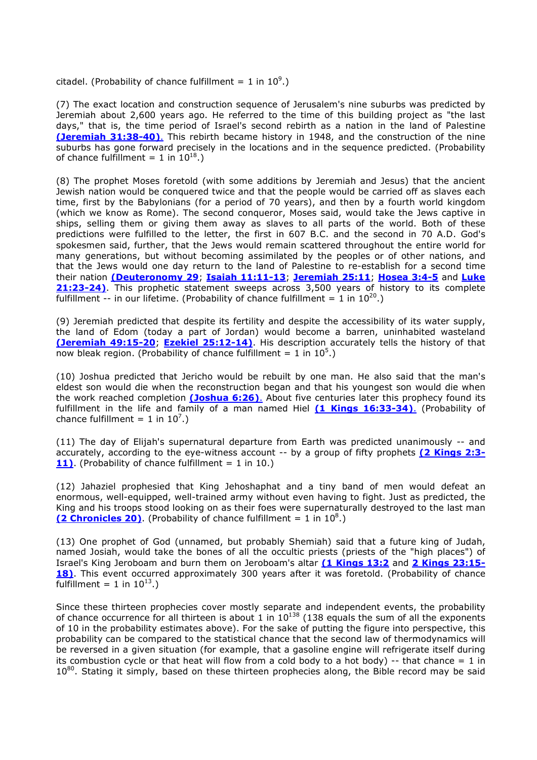citadel. (Probability of chance fulfillment = 1 in $10^9$.)

(7) The exact location and construction sequence of Jerusalem's nine suburbs was predicted by Jeremiah about 2,600 years ago. He referred to the time of this building project as "the last days," that is, the time period of Israel's second rebirth as a nation in the land of Palestine **(Jeremiah 31:38-40)**. This rebirth became history in 1948, and the construction of the nine suburbs has gone forward precisely in the locations and in the sequence predicted. (Probability of chance fulfillment = 1 in $10^{18}$.)

(8) The prophet Moses foretold (with some additions by Jeremiah and Jesus) that the ancient Jewish nation would be conquered twice and that the people would be carried off as slaves each time, first by the Babylonians (for a period of 70 years), and then by a fourth world kingdom (which we know as Rome). The second conqueror, Moses said, would take the Jews captive in ships, selling them or giving them away as slaves to all parts of the world. Both of these predictions were fulfilled to the letter, the first in 607 B.C. and the second in 70 A.D. God's spokesmen said, further, that the Jews would remain scattered throughout the entire world for many generations, but without becoming assimilated by the peoples or of other nations, and that the Jews would one day return to the land of Palestine to re-establish for a second time their nation **(Deuteronomy 29**; **Isaiah 11:11-13**; **Jeremiah 25:11**; **Hosea 3:4-5** and **Luke 21:23-24)**. This prophetic statement sweeps across 3,500 years of history to its complete fulfillment -- in our lifetime. (Probability of chance fulfillment = 1 in $10^{20}$.)

(9) Jeremiah predicted that despite its fertility and despite the accessibility of its water supply, the land of Edom (today a part of Jordan) would become a barren, uninhabited wasteland **(Jeremiah 49:15-20**; **Ezekiel 25:12-14)**. His description accurately tells the history of that now bleak region. (Probability of chance fulfillment = 1 in $10^5$.)

(10) Joshua predicted that Jericho would be rebuilt by one man. He also said that the man's eldest son would die when the reconstruction began and that his youngest son would die when the work reached completion **(Joshua 6:26)**. About five centuries later this prophecy found its fulfillment in the life and family of a man named Hiel **(1 Kings 16:33-34)**. (Probability of chance fulfillment = 1 in $10^7$.)

(11) The day of Elijah's supernatural departure from Earth was predicted unanimously -- and accurately, according to the eye-witness account -- by a group of fifty prophets **(2 Kings 2:3-11)**. (Probability of chance fulfillment = 1 in 10.)

(12) Jahaziel prophesied that King Jehoshaphat and a tiny band of men would defeat an enormous, well-equipped, well-trained army without even having to fight. Just as predicted, the King and his troops stood looking on as their foes were supernaturally destroyed to the last man **(2 Chronicles 20)**. (Probability of chance fulfillment = 1 in $10^8$.)

(13) One prophet of God (unnamed, but probably Shemiah) said that a future king of Judah, named Josiah, would take the bones of all the occultic priests (priests of the "high places") of Israel's King Jeroboam and burn them on Jeroboam's altar **(1 Kings 13:2** and **2 Kings 23:15-18)**. This event occurred approximately 300 years after it was foretold. (Probability of chance fulfillment = 1 in $10^{13}$.)

Since these thirteen prophecies cover mostly separate and independent events, the probability of chance occurrence for all thirteen is about 1 in $10^{138}$ (138 equals the sum of all the exponents of 10 in the probability estimates above). For the sake of putting the figure into perspective, this probability can be compared to the statistical chance that the second law of thermodynamics will be reversed in a given situation (for example, that a gasoline engine will refrigerate itself during its combustion cycle or that heat will flow from a cold body to a hot body) -- that chance = 1 in $10^{80}$. Stating it simply, based on these thirteen prophecies along, the Bible record may be said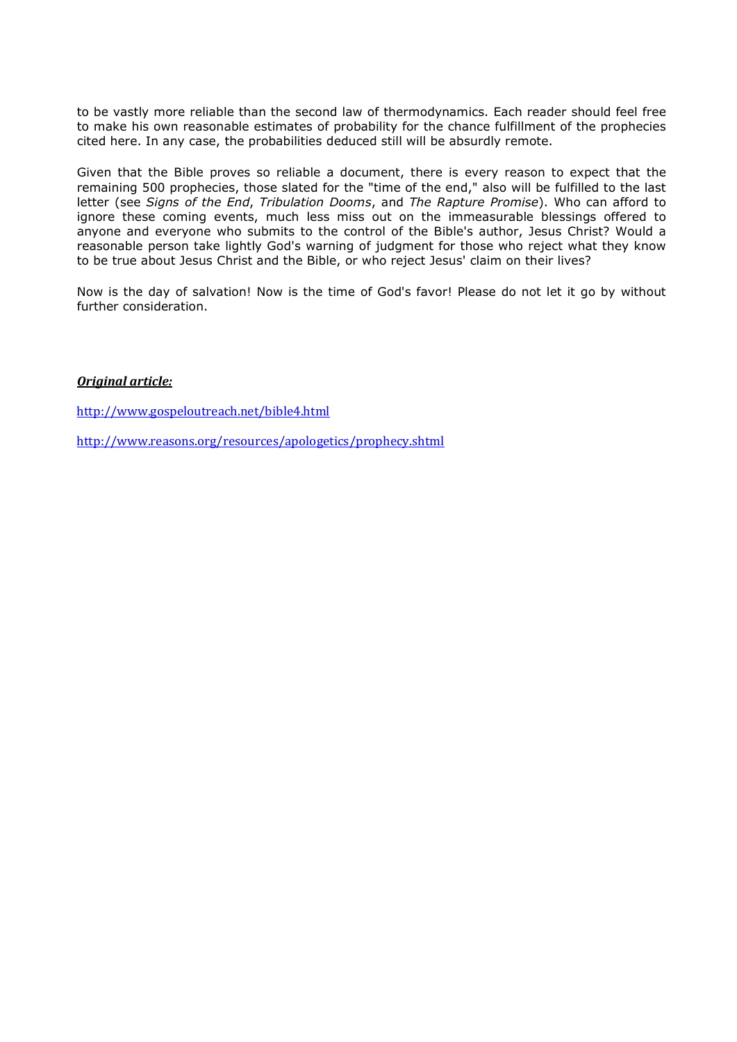to be vastly more reliable than the second law of thermodynamics. Each reader should feel free to make his own reasonable estimates of probability for the chance fulfillment of the prophecies cited here. In any case, the probabilities deduced still will be absurdly remote.

Given that the Bible proves so reliable a document, there is every reason to expect that the remaining 500 prophecies, those slated for the "time of the end," also will be fulfilled to the last letter (see *Signs of the End*, *Tribulation Dooms*, and *The Rapture Promise*). Who can afford to ignore these coming events, much less miss out on the immeasurable blessings offered to anyone and everyone who submits to the control of the Bible's author, Jesus Christ? Would a reasonable person take lightly God's warning of judgment for those who reject what they know to be true about Jesus Christ and the Bible, or who reject Jesus' claim on their lives?

Now is the day of salvation! Now is the time of God's favor! Please do not let it go by without further consideration.

***Original article:***

http://www.gospeloutreach.net/bible4.html

http://www.reasons.org/resources/apologetics/prophecy.shtml